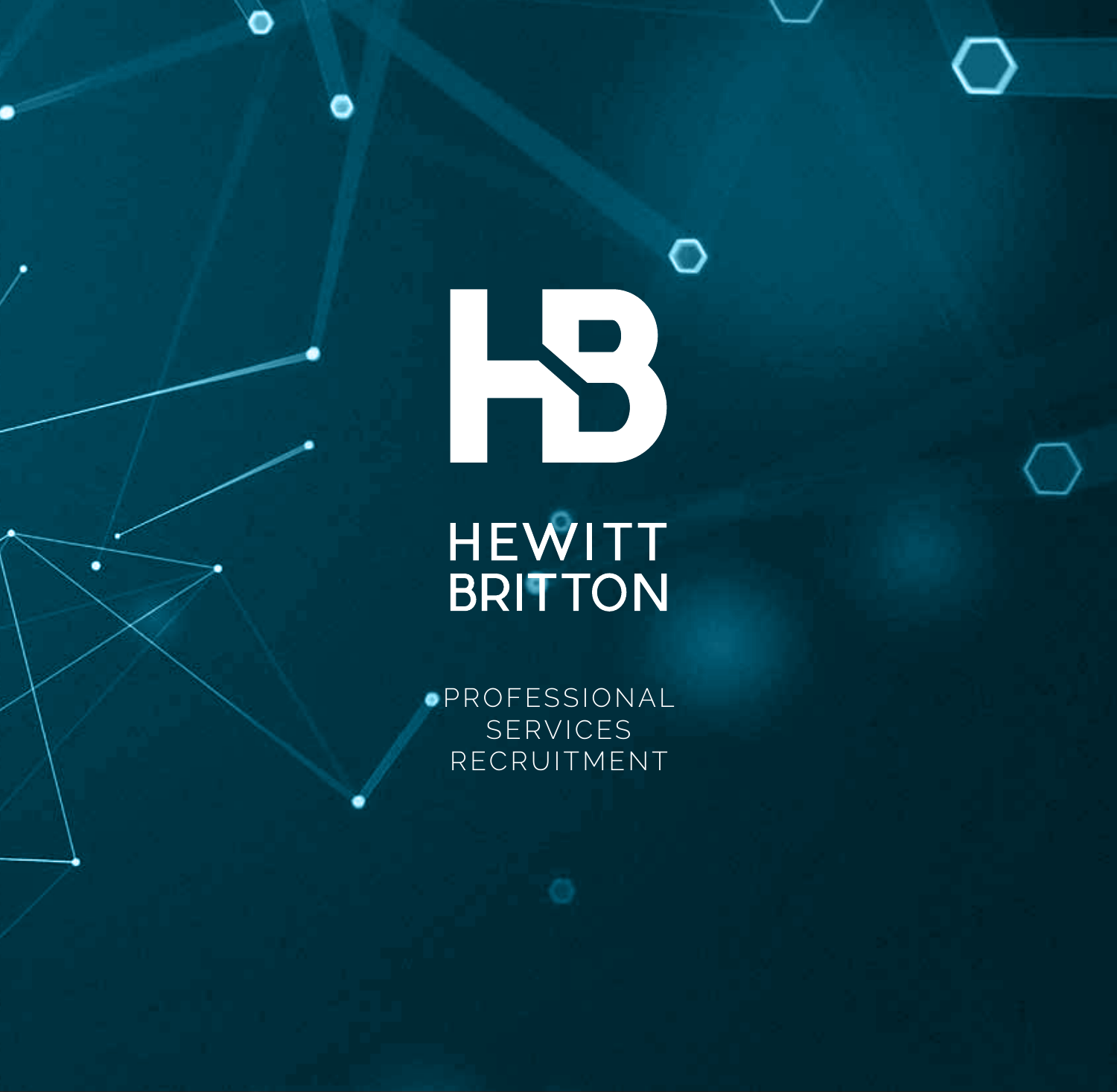# HEWITT BRITTON

PROFESSIONAL SERVICES RECRUITMENT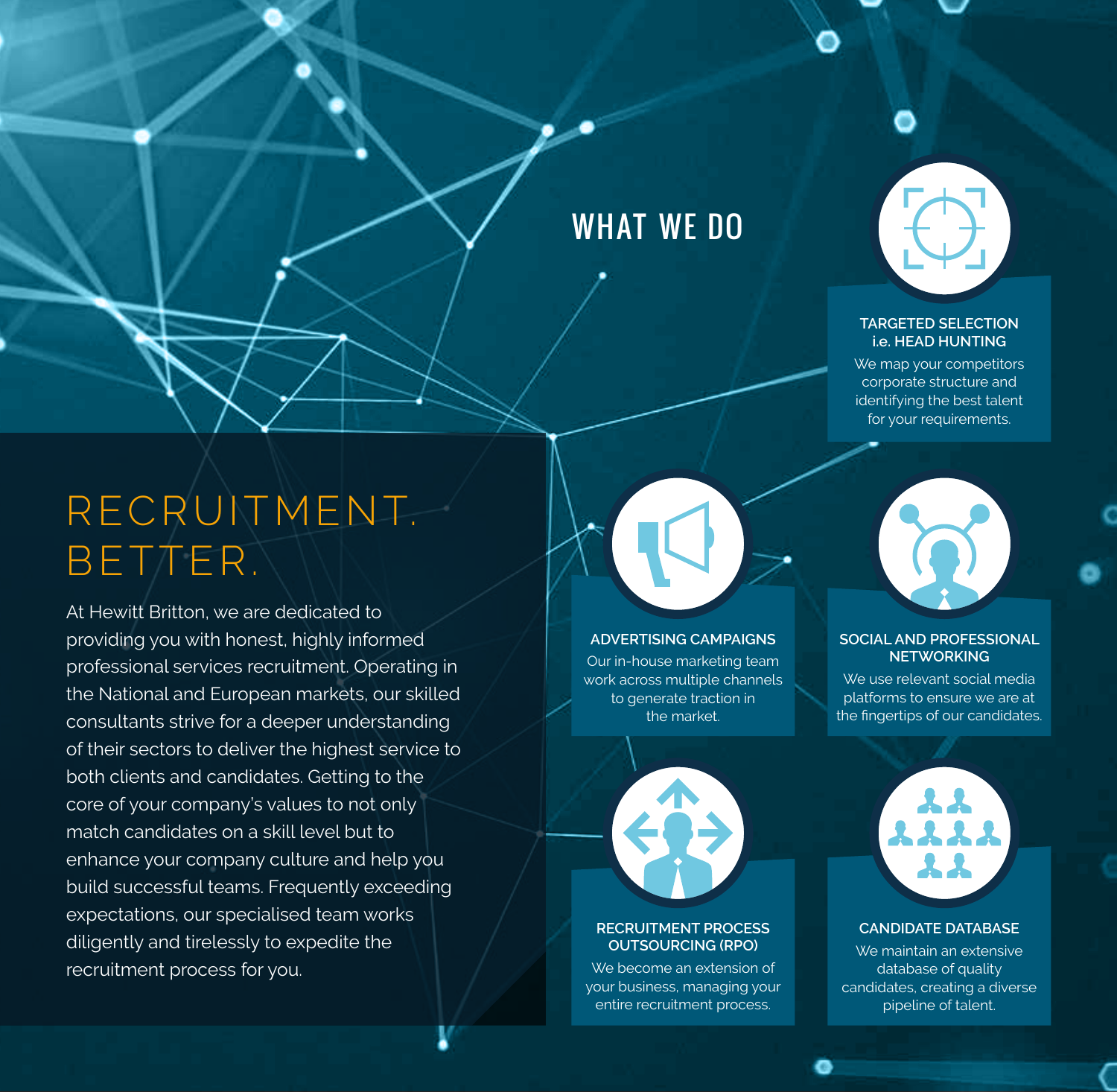# RECRUITMENT. BETTER.

At Hewitt Britton, we are dedicated to providing you with honest, highly informed professional services recruitment. Operating in the National and European markets, our skilled consultants strive for a deeper understanding of their sectors to deliver the highest service to both clients and candidates. Getting to the core of your company's values to not only match candidates on a skill level but to enhance your company culture and help you build successful teams. Frequently exceeding expectations, our specialised team works diligently and tirelessly to expedite the recruitment process for you.

## WHAT WE DO

### TARGETED SELECTION i.e. HEAD HUNTING

We map your competitors corporate structure and identifying the best talent for your requirements.

### ADVERTISING CAMPAIGNS

Our in-house marketing team work across multiple channels to generate traction in the market.

### SOCIAL AND PROFESSIONAL NETWORKING

We use relevant social media platforms to ensure we are at the fingertips of our candidates.

### RECRUITMENT PROCESS OUTSOURCING (RPO)

We become an extension of your business, managing your entire recruitment process.

### CANDIDATE DATABASE

We maintain an extensive database of quality candidates, creating a diverse pipeline of talent.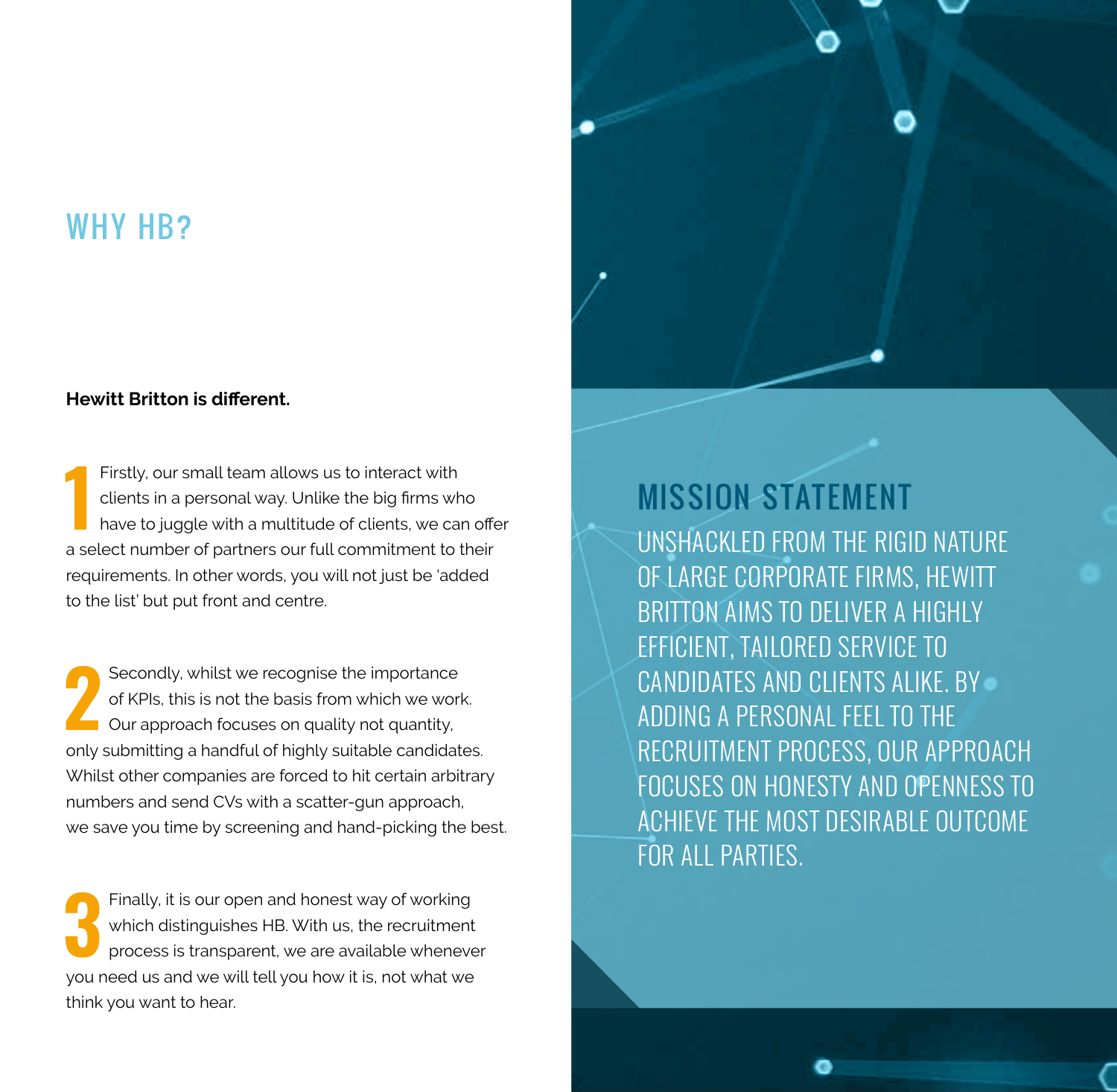## WHY HB?

**Hewitt Britton is different.**

1. Firstly, our small team allows us to interact with clients in a personal way. Unlike the big firms who have to juggle with a multitude of clients, we can offer a select number of partners our full commitment to their requirements. In other words, you will not just be 'added to the list' but put front and centre.

2. Secondly, whilst we recognise the importance of KPIs, this is not the basis from which we work. Our approach focuses on quality not quantity, only submitting a handful of highly suitable candidates. Whilst other companies are forced to hit certain arbitrary numbers and send CVs with a scatter-gun approach, we save you time by screening and hand-picking the best.

3. Finally, it is our open and honest way of working which distinguishes HB. With us, the recruitment process is transparent, we are available whenever you need us and we will tell you how it is, not what we think you want to hear.

## MISSION STATEMENT

UNSHACKLED FROM THE RIGID NATURE OF LARGE CORPORATE FIRMS, HEWITT BRITTON AIMS TO DELIVER A HIGHLY EFFICIENT, TAILORED SERVICE TO CANDIDATES AND CLIENTS ALIKE. BY ADDING A PERSONAL FEEL TO THE RECRUITMENT PROCESS, OUR APPROACH FOCUSES ON HONESTY AND OPENNESS TO ACHIEVE THE MOST DESIRABLE OUTCOME FOR ALL PARTIES.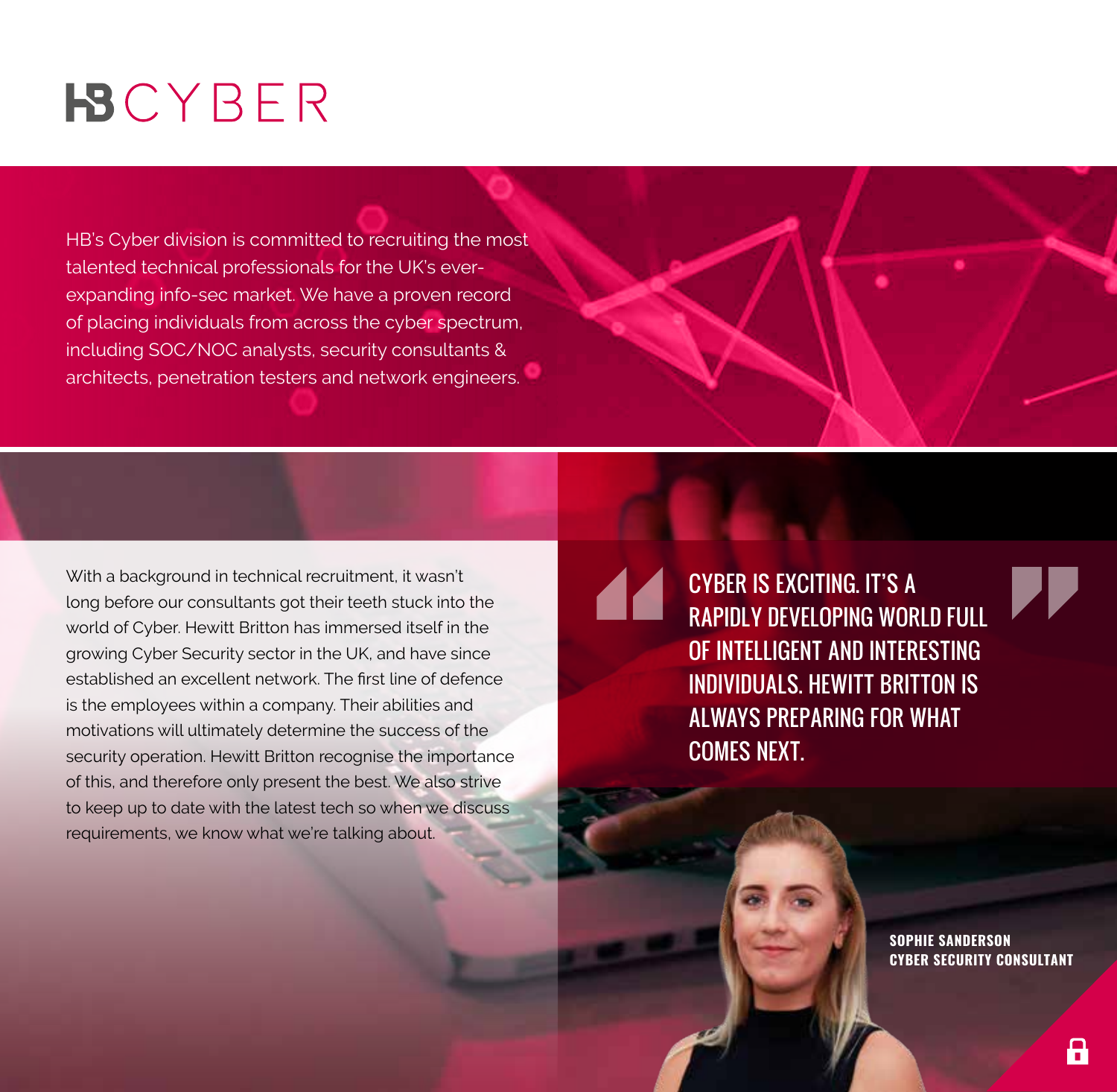# HB CYBER

HB's Cyber division is committed to recruiting the most talented technical professionals for the UK's ever-expanding info-sec market. We have a proven record of placing individuals from across the cyber spectrum, including SOC/NOC analysts, security consultants & architects, penetration testers and network engineers.

With a background in technical recruitment, it wasn't long before our consultants got their teeth stuck into the world of Cyber. Hewitt Britton has immersed itself in the growing Cyber Security sector in the UK, and have since established an excellent network. The first line of defence is the employees within a company. Their abilities and motivations will ultimately determine the success of the security operation. Hewitt Britton recognise the importance of this, and therefore only present the best. We also strive to keep up to date with the latest tech so when we discuss requirements, we know what we're talking about.

> CYBER IS EXCITING. IT'S A RAPIDLY DEVELOPING WORLD FULL OF INTELLIGENT AND INTERESTING INDIVIDUALS. HEWITT BRITTON IS ALWAYS PREPARING FOR WHAT COMES NEXT.

**SOPHIE SANDERSON**
**CYBER SECURITY CONSULTANT**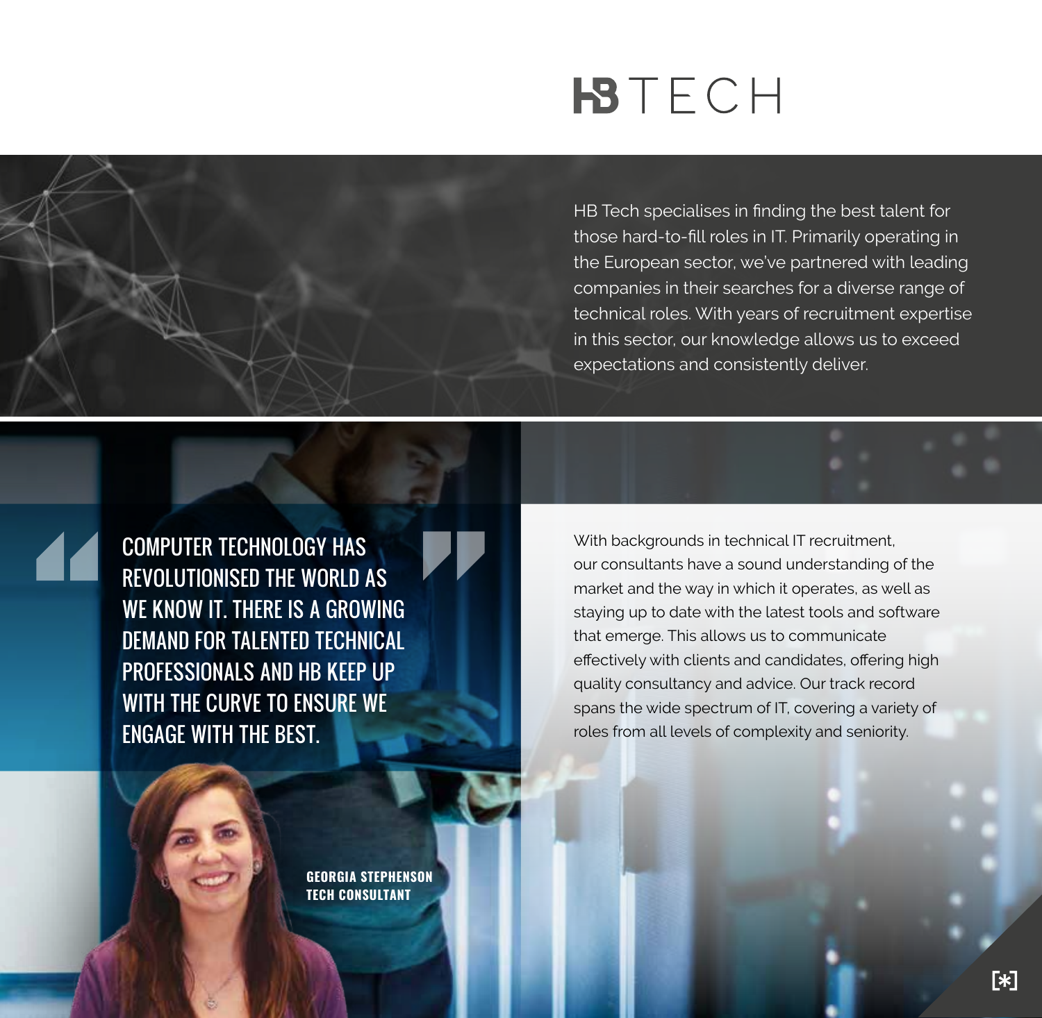# HB TECH

HB Tech specialises in finding the best talent for those hard-to-fill roles in IT. Primarily operating in the European sector, we've partnered with leading companies in their searches for a diverse range of technical roles. With years of recruitment expertise in this sector, our knowledge allows us to exceed expectations and consistently deliver.

> COMPUTER TECHNOLOGY HAS REVOLUTIONISED THE WORLD AS WE KNOW IT. THERE IS A GROWING DEMAND FOR TALENTED TECHNICAL PROFESSIONALS AND HB KEEP UP WITH THE CURVE TO ENSURE WE ENGAGE WITH THE BEST.

**GEORGIA STEPHENSON**
**TECH CONSULTANT**

With backgrounds in technical IT recruitment, our consultants have a sound understanding of the market and the way in which it operates, as well as staying up to date with the latest tools and software that emerge. This allows us to communicate effectively with clients and candidates, offering high quality consultancy and advice. Our track record spans the wide spectrum of IT, covering a variety of roles from all levels of complexity and seniority.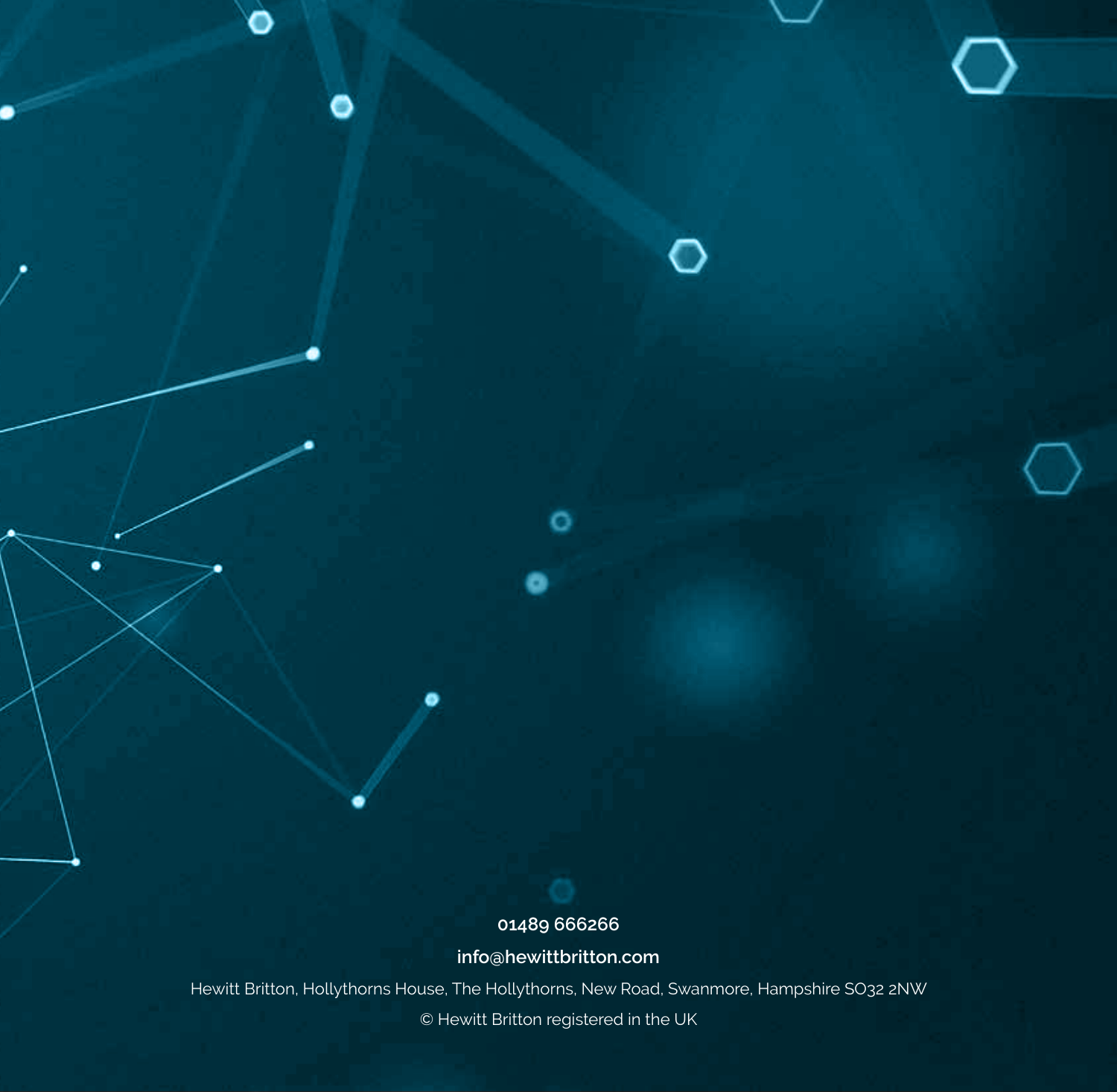**01489 666266**

**info@hewittbritton.com**

Hewitt Britton, Hollythorns House, The Hollythorns, New Road, Swanmore, Hampshire SO32 2NW

© Hewitt Britton registered in the UK